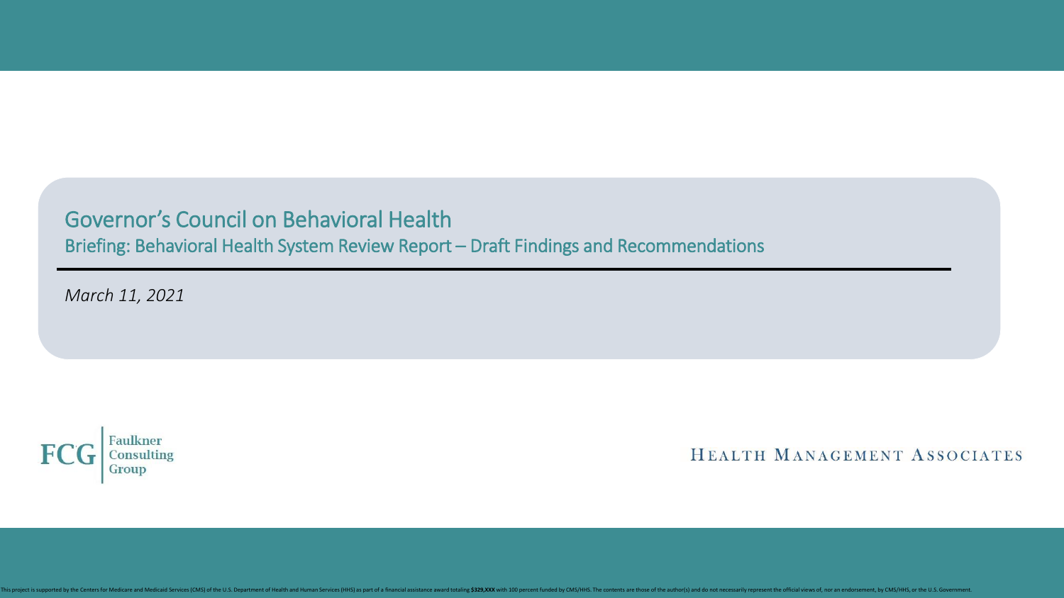# Governor's Council on Behavioral Health

## Briefing: Behavioral Health System Review Report – Draft Findings and Recommendations

*March 11, 2021*

FCG Faulkner Consulting Group

HEALTH MANAGEMENT ASSOCIATES

This project is supported by the Centers for Medicare and Medicaid Services (CMS) of the U.S. Department of Health and Human Services (HHS) as part of a financial assistance award totaling **$329,XXX** with 100 percent funded by CMS/HHS. The contents are those of the author(s) and do not necessarily represent the official views of, nor an endorsement, by CMS/HHS, or the U.S. Government.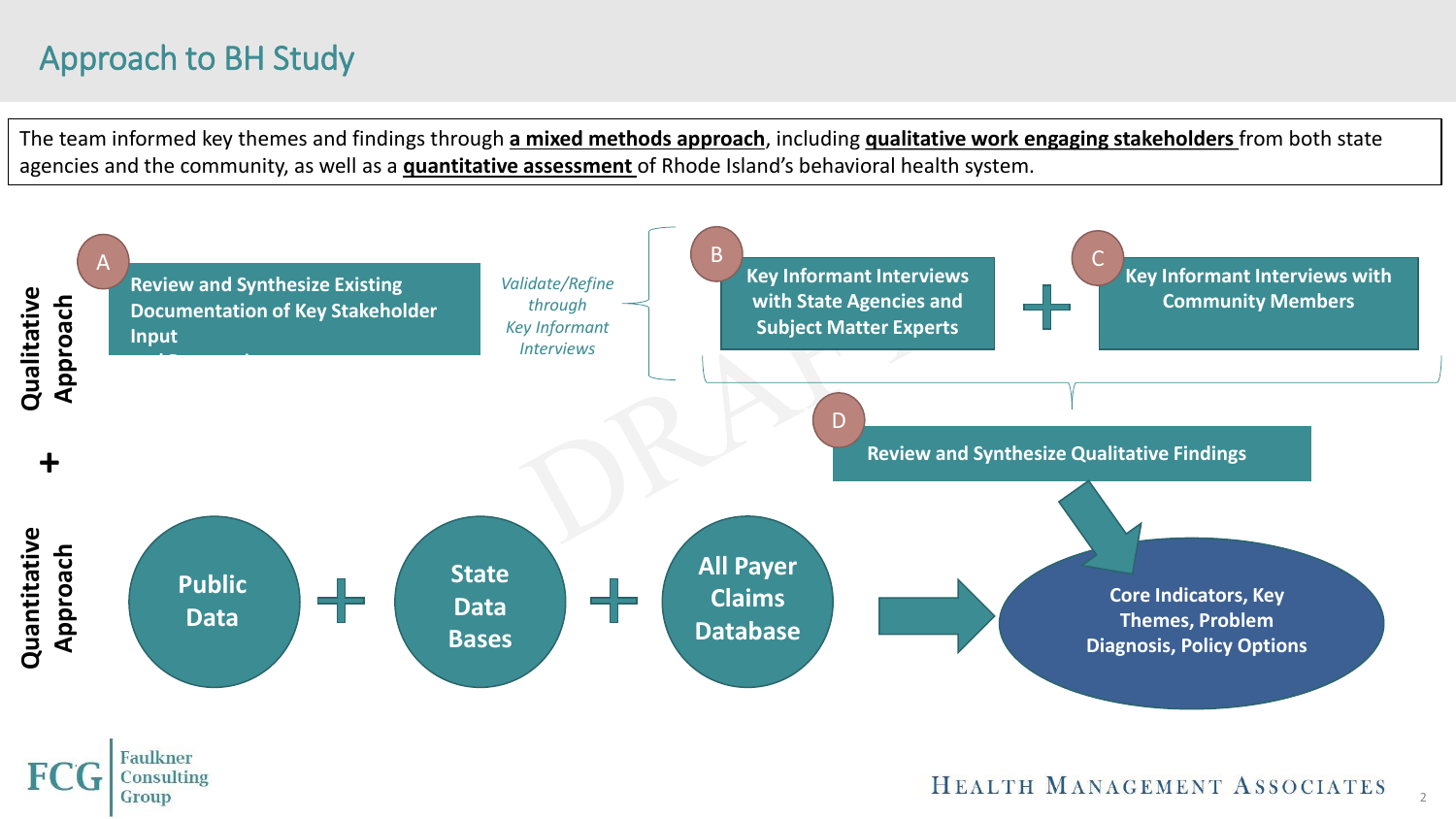# Approach to BH Study

The team informed key themes and findings through **a mixed methods approach**, including **qualitative work engaging stakeholders** from both state agencies and the community, as well as a **quantitative assessment** of Rhode Island's behavioral health system.

**Qualitative Approach**

- **A** — **Review and Synthesize Existing Documentation of Key Stakeholder Input**
- *Validate/Refine through Key Informant Interviews*
- **B** — **Key Informant Interviews with State Agencies and Subject Matter Experts**
- +
- **C** — **Key Informant Interviews with Community Members**
- **D** — **Review and Synthesize Qualitative Findings**

**+**

**Quantitative Approach**

- **Public Data** + **State Data Bases** + **All Payer Claims Database**

→ **Core Indicators, Key Themes, Problem Diagnosis, Policy Options**

DRAFT

Faulkner Consulting Group

Health Management Associates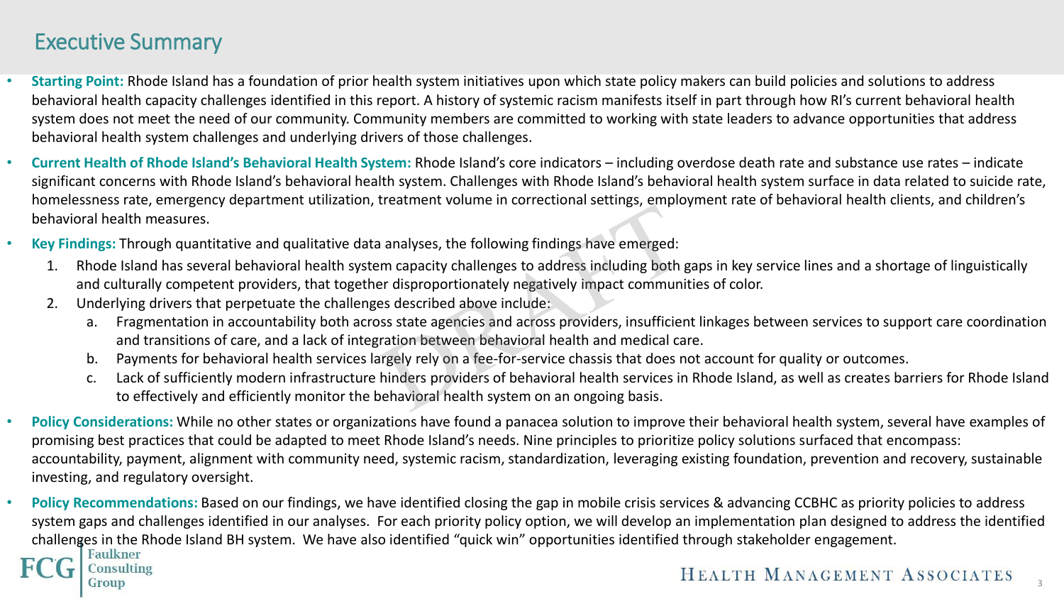# Executive Summary

- **Starting Point:** Rhode Island has a foundation of prior health system initiatives upon which state policy makers can build policies and solutions to address behavioral health capacity challenges identified in this report. A history of systemic racism manifests itself in part through how RI's current behavioral health system does not meet the need of our community. Community members are committed to working with state leaders to advance opportunities that address behavioral health system challenges and underlying drivers of those challenges.
- **Current Health of Rhode Island's Behavioral Health System:** Rhode Island's core indicators – including overdose death rate and substance use rates – indicate significant concerns with Rhode Island's behavioral health system. Challenges with Rhode Island's behavioral health system surface in data related to suicide rate, homelessness rate, emergency department utilization, treatment volume in correctional settings, employment rate of behavioral health clients, and children's behavioral health measures.
- **Key Findings:** Through quantitative and qualitative data analyses, the following findings have emerged:
  1. Rhode Island has several behavioral health system capacity challenges to address including both gaps in key service lines and a shortage of linguistically and culturally competent providers, that together disproportionately negatively impact communities of color.
  2. Underlying drivers that perpetuate the challenges described above include:
     a. Fragmentation in accountability both across state agencies and across providers, insufficient linkages between services to support care coordination and transitions of care, and a lack of integration between behavioral health and medical care.
     b. Payments for behavioral health services largely rely on a fee-for-service chassis that does not account for quality or outcomes.
     c. Lack of sufficiently modern infrastructure hinders providers of behavioral health services in Rhode Island, as well as creates barriers for Rhode Island to effectively and efficiently monitor the behavioral health system on an ongoing basis.
- **Policy Considerations:** While no other states or organizations have found a panacea solution to improve their behavioral health system, several have examples of promising best practices that could be adapted to meet Rhode Island's needs. Nine principles to prioritize policy solutions surfaced that encompass: accountability, payment, alignment with community need, systemic racism, standardization, leveraging existing foundation, prevention and recovery, sustainable investing, and regulatory oversight.
- **Policy Recommendations:** Based on our findings, we have identified closing the gap in mobile crisis services & advancing CCBHC as priority policies to address system gaps and challenges identified in our analyses. For each priority policy option, we will develop an implementation plan designed to address the identified challenges in the Rhode Island BH system. We have also identified "quick win" opportunities identified through stakeholder engagement.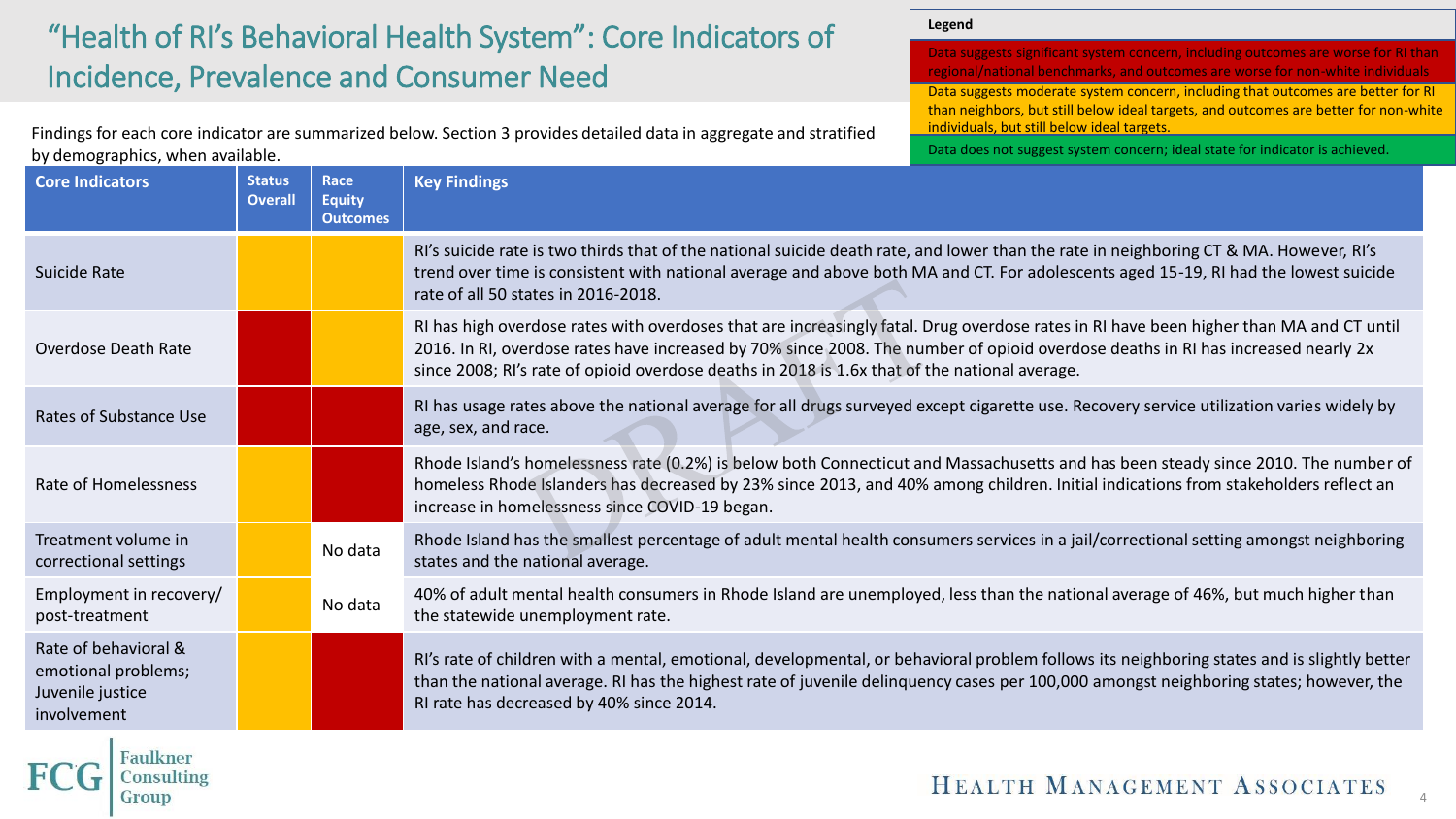# "Health of RI's Behavioral Health System": Core Indicators of Incidence, Prevalence and Consumer Need

**Legend**

- (Red) Data suggests significant system concern, including outcomes are worse for RI than regional/national benchmarks, and outcomes are worse for non-white individuals
- (Yellow) Data suggests moderate system concern, including that outcomes are better for RI than neighbors, but still below ideal targets, and outcomes are better for non-white individuals, but still below ideal targets.
- (Green) Data does not suggest system concern; ideal state for indicator is achieved.

Findings for each core indicator are summarized below. Section 3 provides detailed data in aggregate and stratified by demographics, when available.

| Core Indicators | Status Overall | Race Equity Outcomes | Key Findings |
|---|---|---|---|
| Suicide Rate | (Yellow) | (Yellow) | RI's suicide rate is two thirds that of the national suicide death rate, and lower than the rate in neighboring CT & MA. However, RI's trend over time is consistent with national average and above both MA and CT. For adolescents aged 15-19, RI had the lowest suicide rate of all 50 states in 2016-2018. |
| Overdose Death Rate | (Red) | (Yellow) | RI has high overdose rates with overdoses that are increasingly fatal. Drug overdose rates in RI have been higher than MA and CT until 2016. In RI, overdose rates have increased by 70% since 2008. The number of opioid overdose deaths in RI has increased nearly 2x since 2008; RI's rate of opioid overdose deaths in 2018 is 1.6x that of the national average. |
| Rates of Substance Use | (Red) | (Red) | RI has usage rates above the national average for all drugs surveyed except cigarette use. Recovery service utilization varies widely by age, sex, and race. |
| Rate of Homelessness | (Yellow) | (Red) | Rhode Island's homelessness rate (0.2%) is below both Connecticut and Massachusetts and has been steady since 2010. The number of homeless Rhode Islanders has decreased by 23% since 2013, and 40% among children. Initial indications from stakeholders reflect an increase in homelessness since COVID-19 began. |
| Treatment volume in correctional settings | (Yellow) | No data | Rhode Island has the smallest percentage of adult mental health consumers services in a jail/correctional setting amongst neighboring states and the national average. |
| Employment in recovery/ post-treatment | (Yellow) | No data | 40% of adult mental health consumers in Rhode Island are unemployed, less than the national average of 46%, but much higher than the statewide unemployment rate. |
| Rate of behavioral & emotional problems; Juvenile justice involvement | (Yellow) | (Red) | RI's rate of children with a mental, emotional, developmental, or behavioral problem follows its neighboring states and is slightly better than the national average. RI has the highest rate of juvenile delinquency cases per 100,000 amongst neighboring states; however, the RI rate has decreased by 40% since 2014. |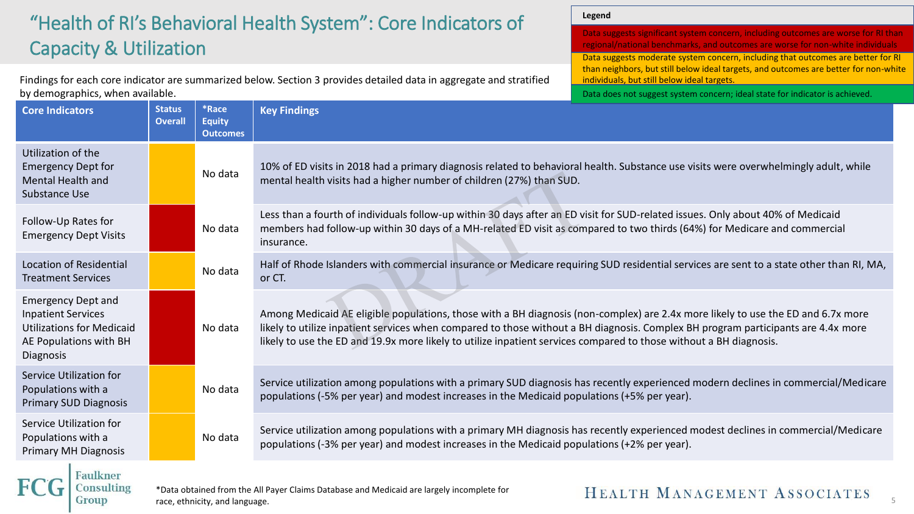# "Health of RI's Behavioral Health System": Core Indicators of Capacity & Utilization

**Legend**

- Red: Data suggests significant system concern, including outcomes are worse for RI than regional/national benchmarks, and outcomes are worse for non-white individuals
- Yellow: Data suggests moderate system concern, including that outcomes are better for RI than neighbors, but still below ideal targets, and outcomes are better for non-white individuals, but still below ideal targets.
- Green: Data does not suggest system concern; ideal state for indicator is achieved.

Findings for each core indicator are summarized below. Section 3 provides detailed data in aggregate and stratified by demographics, when available.

| Core Indicators | Status Overall | *Race Equity Outcomes | Key Findings |
|---|---|---|---|
| Utilization of the Emergency Dept for Mental Health and Substance Use | Yellow | No data | 10% of ED visits in 2018 had a primary diagnosis related to behavioral health. Substance use visits were overwhelmingly adult, while mental health visits had a higher number of children (27%) than SUD. |
| Follow-Up Rates for Emergency Dept Visits | Red | No data | Less than a fourth of individuals follow-up within 30 days after an ED visit for SUD-related issues. Only about 40% of Medicaid members had follow-up within 30 days of a MH-related ED visit as compared to two thirds (64%) for Medicare and commercial insurance. |
| Location of Residential Treatment Services | Yellow | No data | Half of Rhode Islanders with commercial insurance or Medicare requiring SUD residential services are sent to a state other than RI, MA, or CT. |
| Emergency Dept and Inpatient Services Utilizations for Medicaid AE Populations with BH Diagnosis | Red | No data | Among Medicaid AE eligible populations, those with a BH diagnosis (non-complex) are 2.4x more likely to use the ED and 6.7x more likely to utilize inpatient services when compared to those without a BH diagnosis. Complex BH program participants are 4.4x more likely to use the ED and 19.9x more likely to utilize inpatient services compared to those without a BH diagnosis. |
| Service Utilization for Populations with a Primary SUD Diagnosis | Yellow | No data | Service utilization among populations with a primary SUD diagnosis has recently experienced modern declines in commercial/Medicare populations (-5% per year) and modest increases in the Medicaid populations (+5% per year). |
| Service Utilization for Populations with a Primary MH Diagnosis | Yellow | No data | Service utilization among populations with a primary MH diagnosis has recently experienced modest declines in commercial/Medicare populations (-3% per year) and modest increases in the Medicaid populations (+2% per year). |

*Data obtained from the All Payer Claims Database and Medicaid are largely incomplete for race, ethnicity, and language.

DRAFT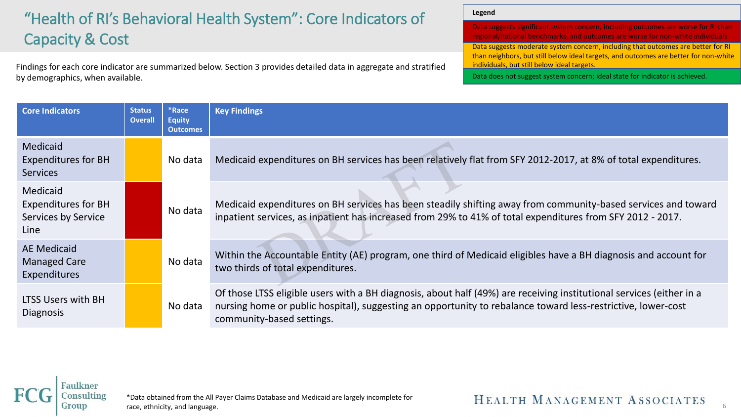# "Health of RI's Behavioral Health System": Core Indicators of Capacity & Cost

Findings for each core indicator are summarized below. Section 3 provides detailed data in aggregate and stratified by demographics, when available.

**Legend**

- Data suggests significant system concern, including outcomes are worse for RI than regional/national benchmarks, and outcomes are worse for non-white individuals
- Data suggests moderate system concern, including that outcomes are better for RI than neighbors, but still below ideal targets, and outcomes are better for non-white individuals, but still below ideal targets.
- Data does not suggest system concern; ideal state for indicator is achieved.

| Core Indicators | Status Overall | *Race Equity Outcomes | Key Findings |
|---|---|---|---|
| Medicaid Expenditures for BH Services | | No data | Medicaid expenditures on BH services has been relatively flat from SFY 2012-2017, at 8% of total expenditures. |
| Medicaid Expenditures for BH Services by Service Line | | No data | Medicaid expenditures on BH services has been steadily shifting away from community-based services and toward inpatient services, as inpatient has increased from 29% to 41% of total expenditures from SFY 2012 - 2017. |
| AE Medicaid Managed Care Expenditures | | No data | Within the Accountable Entity (AE) program, one third of Medicaid eligibles have a BH diagnosis and account for two thirds of total expenditures. |
| LTSS Users with BH Diagnosis | | No data | Of those LTSS eligible users with a BH diagnosis, about half (49%) are receiving institutional services (either in a nursing home or public hospital), suggesting an opportunity to rebalance toward less-restrictive, lower-cost community-based settings. |

*Data obtained from the All Payer Claims Database and Medicaid are largely incomplete for race, ethnicity, and language.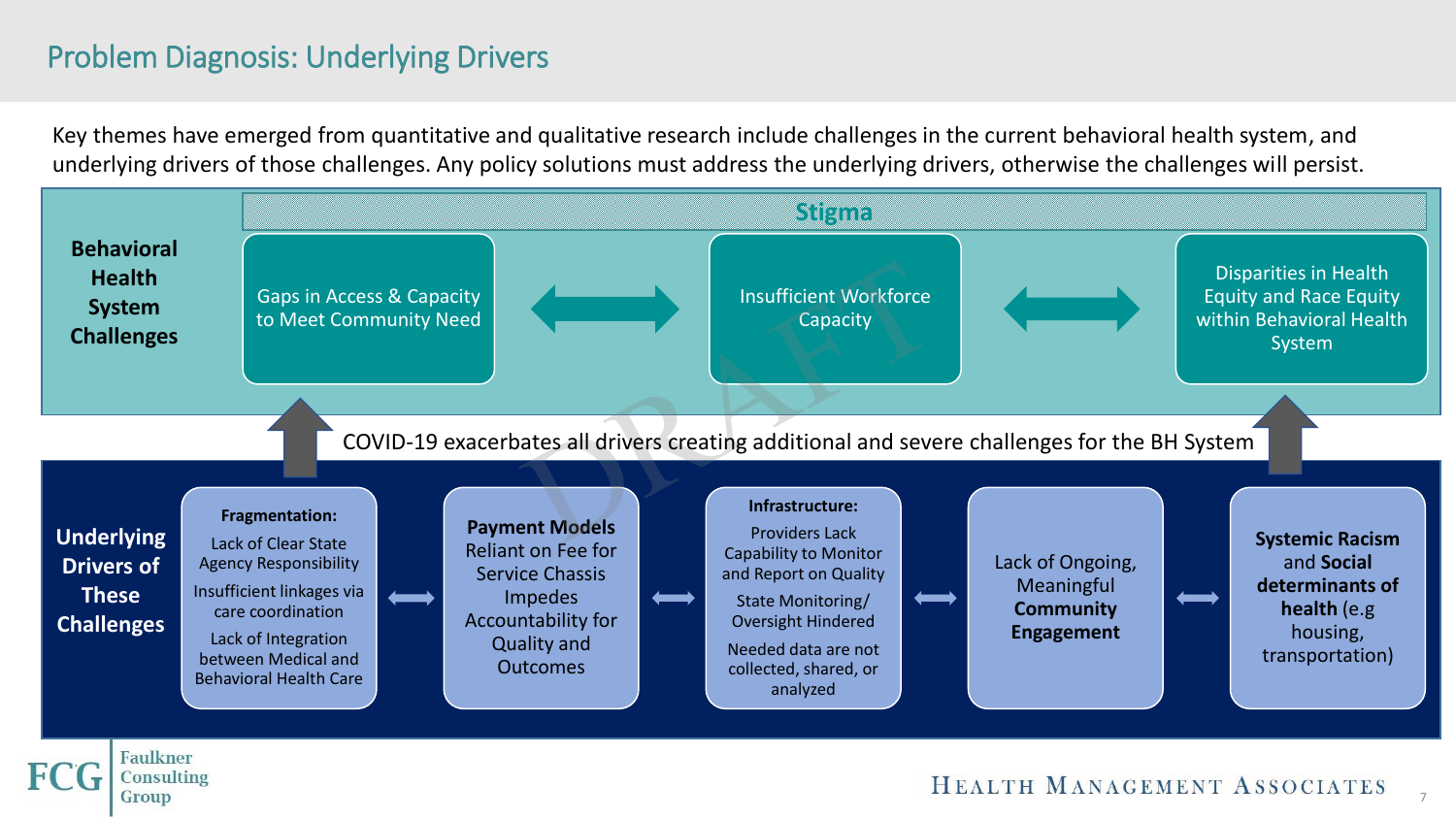# Problem Diagnosis: Underlying Drivers

Key themes have emerged from quantitative and qualitative research include challenges in the current behavioral health system, and underlying drivers of those challenges. Any policy solutions must address the underlying drivers, otherwise the challenges will persist.

## Behavioral Health System Challenges

**Stigma**

- Gaps in Access & Capacity to Meet Community Need
- Insufficient Workforce Capacity
- Disparities in Health Equity and Race Equity within Behavioral Health System

COVID-19 exacerbates all drivers creating additional and severe challenges for the BH System

## Underlying Drivers of These Challenges

- **Fragmentation:**
  - Lack of Clear State Agency Responsibility
  - Insufficient linkages via care coordination
  - Lack of Integration between Medical and Behavioral Health Care
- **Payment Models** Reliant on Fee for Service Chassis Impedes Accountability for Quality and Outcomes
- **Infrastructure:**
  - Providers Lack Capability to Monitor and Report on Quality
  - State Monitoring/ Oversight Hindered
  - Needed data are not collected, shared, or analyzed
- Lack of Ongoing, Meaningful **Community Engagement**
- **Systemic Racism** and **Social determinants of health** (e.g housing, transportation)

DRAFT

Faulkner Consulting Group

Health Management Associates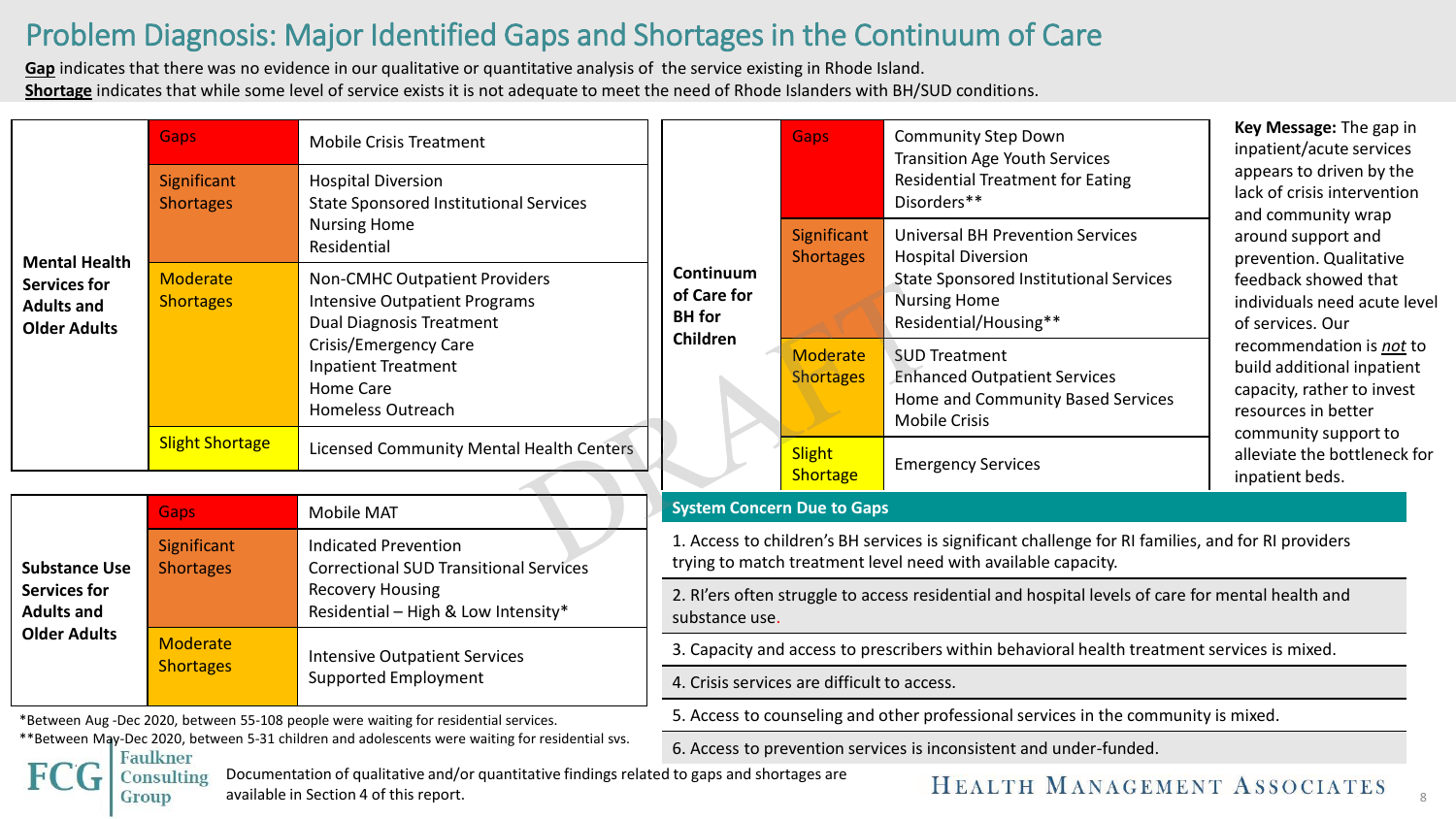# Problem Diagnosis: Major Identified Gaps and Shortages in the Continuum of Care

**Gap** indicates that there was no evidence in our qualitative or quantitative analysis of the service existing in Rhode Island.
**Shortage** indicates that while some level of service exists it is not adequate to meet the need of Rhode Islanders with BH/SUD conditions.

| Category | Level | Services |
|---|---|---|
| **Mental Health Services for Adults and Older Adults** | Gaps | Mobile Crisis Treatment |
| | Significant Shortages | Hospital Diversion<br>State Sponsored Institutional Services<br>Nursing Home<br>Residential |
| | Moderate Shortages | Non-CMHC Outpatient Providers<br>Intensive Outpatient Programs<br>Dual Diagnosis Treatment<br>Crisis/Emergency Care<br>Inpatient Treatment<br>Home Care<br>Homeless Outreach |
| | Slight Shortage | Licensed Community Mental Health Centers |

| Category | Level | Services |
|---|---|---|
| **Substance Use Services for Adults and Older Adults** | Gaps | Mobile MAT |
| | Significant Shortages | Indicated Prevention<br>Correctional SUD Transitional Services<br>Recovery Housing<br>Residential – High & Low Intensity* |
| | Moderate Shortages | Intensive Outpatient Services<br>Supported Employment |

*Between Aug -Dec 2020, between 55-108 people were waiting for residential services.
**Between May-Dec 2020, between 5-31 children and adolescents were waiting for residential svs.

| Category | Level | Services |
|---|---|---|
| **Continuum of Care for BH for Children** | Gaps | Community Step Down<br>Transition Age Youth Services<br>Residential Treatment for Eating Disorders** |
| | Significant Shortages | Universal BH Prevention Services<br>Hospital Diversion<br>State Sponsored Institutional Services<br>Nursing Home<br>Residential/Housing** |
| | Moderate Shortages | SUD Treatment<br>Enhanced Outpatient Services<br>Home and Community Based Services<br>Mobile Crisis |
| | Slight Shortage | Emergency Services |

**Key Message:** The gap in inpatient/acute services appears to driven by the lack of crisis intervention and community wrap around support and prevention. Qualitative feedback showed that individuals need acute level of services. Our recommendation is ***not*** to build additional inpatient capacity, rather to invest resources in better community support to alleviate the bottleneck for inpatient beds.

**System Concern Due to Gaps**

1. Access to children's BH services is significant challenge for RI families, and for RI providers trying to match treatment level need with available capacity.
2. RI'ers often struggle to access residential and hospital levels of care for mental health and substance use.
3. Capacity and access to prescribers within behavioral health treatment services is mixed.
4. Crisis services are difficult to access.
5. Access to counseling and other professional services in the community is mixed.
6. Access to prevention services is inconsistent and under-funded.

Documentation of qualitative and/or quantitative findings related to gaps and shortages are available in Section 4 of this report.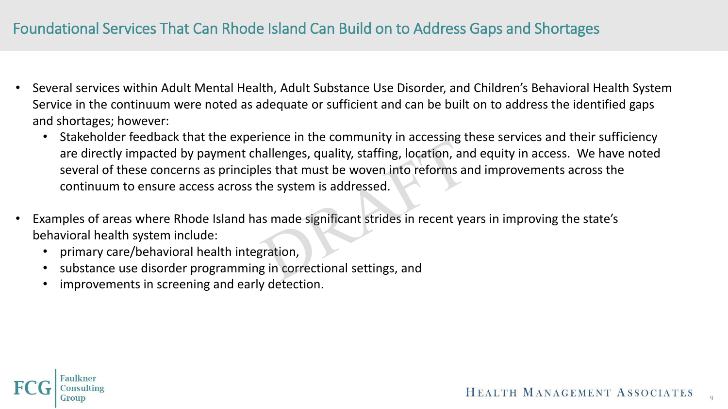# Foundational Services That Can Rhode Island Can Build on to Address Gaps and Shortages

- Several services within Adult Mental Health, Adult Substance Use Disorder, and Children's Behavioral Health System Service in the continuum were noted as adequate or sufficient and can be built on to address the identified gaps and shortages; however:
  - Stakeholder feedback that the experience in the community in accessing these services and their sufficiency are directly impacted by payment challenges, quality, staffing, location, and equity in access. We have noted several of these concerns as principles that must be woven into reforms and improvements across the continuum to ensure access across the system is addressed.
- Examples of areas where Rhode Island has made significant strides in recent years in improving the state's behavioral health system include:
  - primary care/behavioral health integration,
  - substance use disorder programming in correctional settings, and
  - improvements in screening and early detection.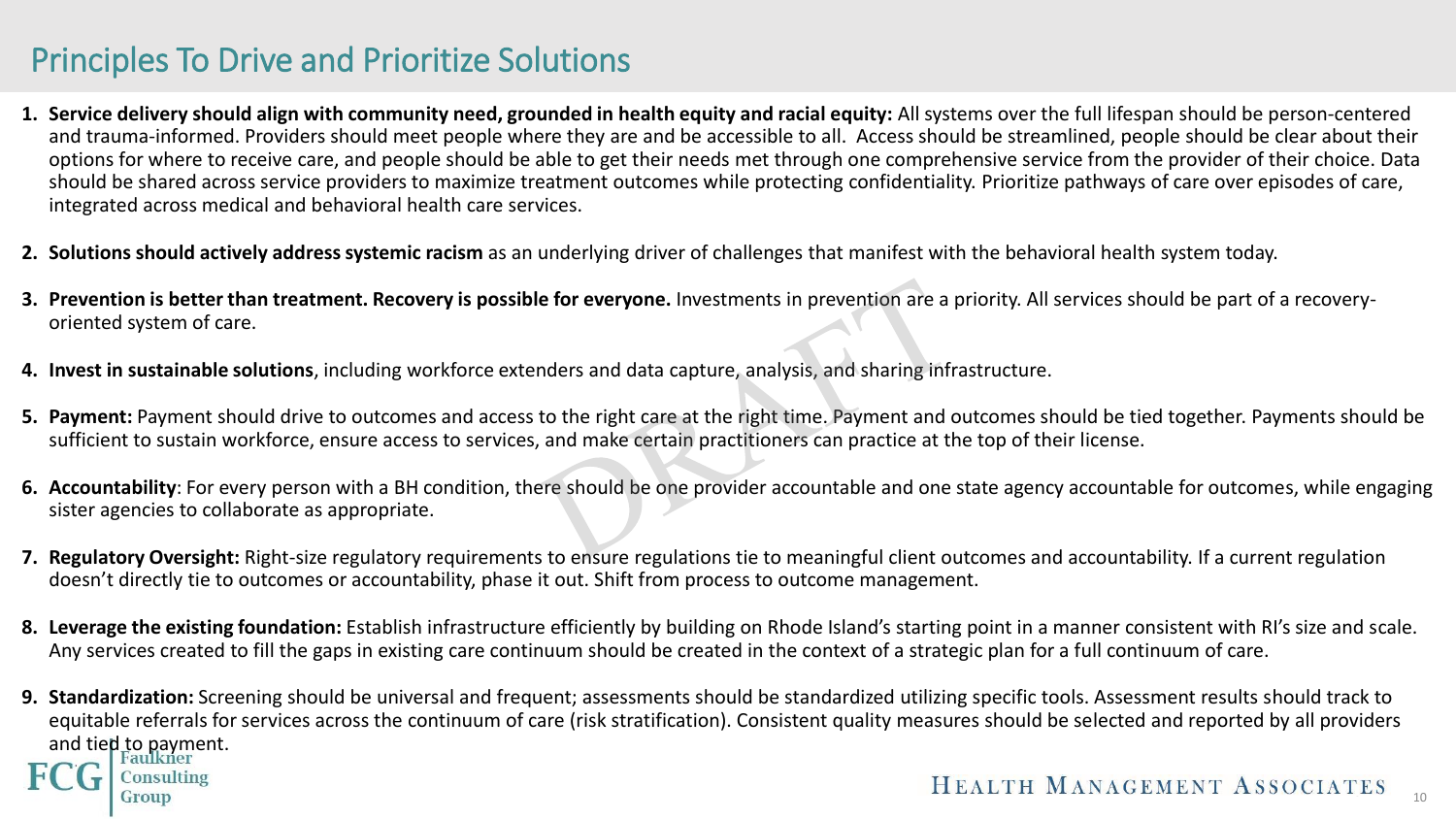# Principles To Drive and Prioritize Solutions

1. **Service delivery should align with community need, grounded in health equity and racial equity:** All systems over the full lifespan should be person-centered and trauma-informed. Providers should meet people where they are and be accessible to all. Access should be streamlined, people should be clear about their options for where to receive care, and people should be able to get their needs met through one comprehensive service from the provider of their choice. Data should be shared across service providers to maximize treatment outcomes while protecting confidentiality. Prioritize pathways of care over episodes of care, integrated across medical and behavioral health care services.

2. **Solutions should actively address systemic racism** as an underlying driver of challenges that manifest with the behavioral health system today.

3. **Prevention is better than treatment. Recovery is possible for everyone.** Investments in prevention are a priority. All services should be part of a recovery-oriented system of care.

4. **Invest in sustainable solutions**, including workforce extenders and data capture, analysis, and sharing infrastructure.

5. **Payment:** Payment should drive to outcomes and access to the right care at the right time. Payment and outcomes should be tied together. Payments should be sufficient to sustain workforce, ensure access to services, and make certain practitioners can practice at the top of their license.

6. **Accountability**: For every person with a BH condition, there should be one provider accountable and one state agency accountable for outcomes, while engaging sister agencies to collaborate as appropriate.

7. **Regulatory Oversight:** Right-size regulatory requirements to ensure regulations tie to meaningful client outcomes and accountability. If a current regulation doesn't directly tie to outcomes or accountability, phase it out. Shift from process to outcome management.

8. **Leverage the existing foundation:** Establish infrastructure efficiently by building on Rhode Island's starting point in a manner consistent with RI's size and scale. Any services created to fill the gaps in existing care continuum should be created in the context of a strategic plan for a full continuum of care.

9. **Standardization:** Screening should be universal and frequent; assessments should be standardized utilizing specific tools. Assessment results should track to equitable referrals for services across the continuum of care (risk stratification). Consistent quality measures should be selected and reported by all providers and tied to payment.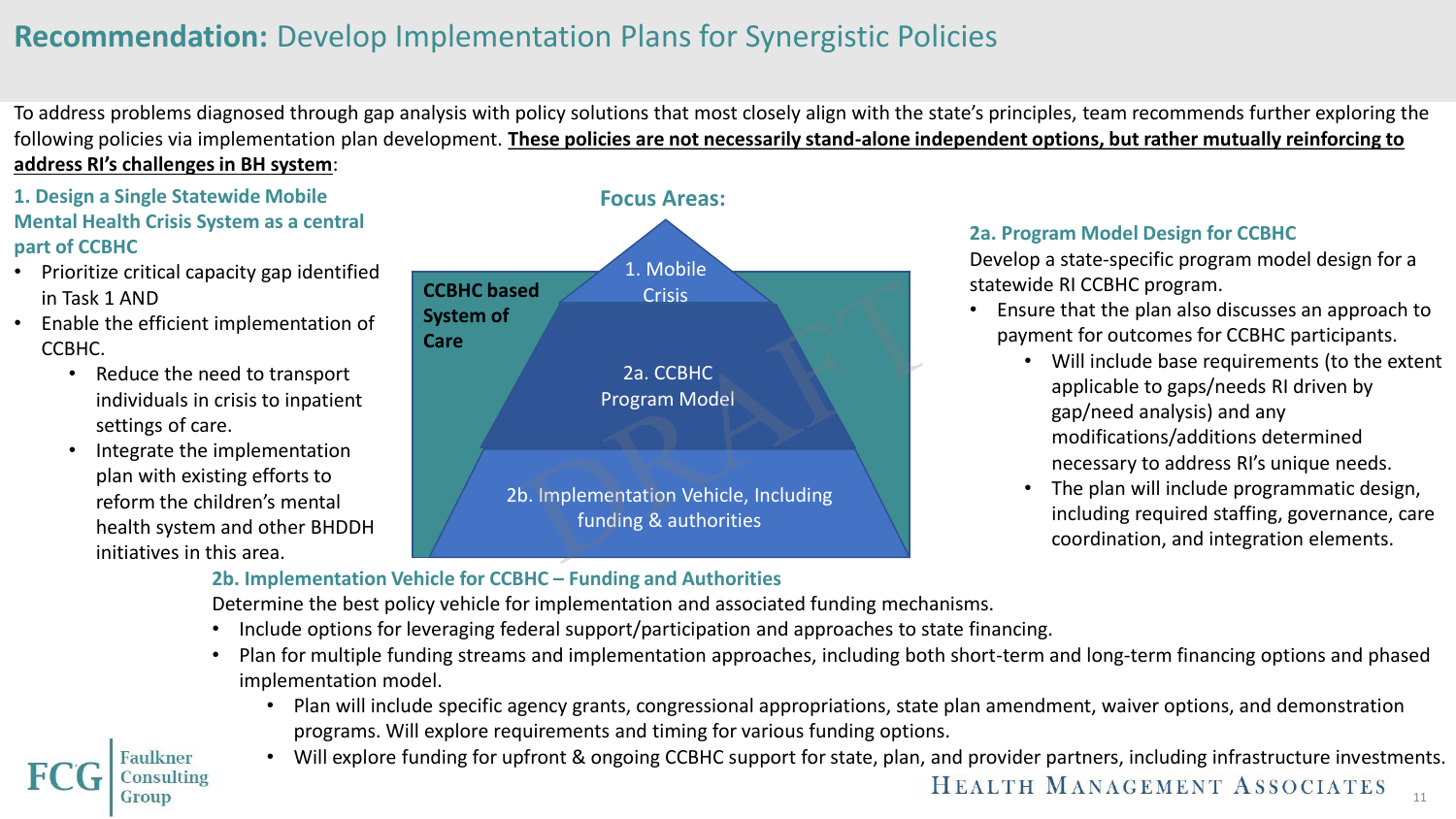# **Recommendation:** Develop Implementation Plans for Synergistic Policies

To address problems diagnosed through gap analysis with policy solutions that most closely align with the state's principles, team recommends further exploring the following policies via implementation plan development. **These policies are not necessarily stand-alone independent options, but rather mutually reinforcing to address RI's challenges in BH system**:

### 1. Design a Single Statewide Mobile Mental Health Crisis System as a central part of CCBHC

- Prioritize critical capacity gap identified in Task 1 AND
- Enable the efficient implementation of CCBHC.
  - Reduce the need to transport individuals in crisis to inpatient settings of care.
  - Integrate the implementation plan with existing efforts to reform the children's mental health system and other BHDDH initiatives in this area.

### Focus Areas:

**CCBHC based System of Care**

1. Mobile Crisis

2a. CCBHC Program Model

2b. Implementation Vehicle, Including funding & authorities

### 2a. Program Model Design for CCBHC

Develop a state-specific program model design for a statewide RI CCBHC program.

- Ensure that the plan also discusses an approach to payment for outcomes for CCBHC participants.
  - Will include base requirements (to the extent applicable to gaps/needs RI driven by gap/need analysis) and any modifications/additions determined necessary to address RI's unique needs.
  - The plan will include programmatic design, including required staffing, governance, care coordination, and integration elements.

### 2b. Implementation Vehicle for CCBHC – Funding and Authorities

Determine the best policy vehicle for implementation and associated funding mechanisms.

- Include options for leveraging federal support/participation and approaches to state financing.
- Plan for multiple funding streams and implementation approaches, including both short-term and long-term financing options and phased implementation model.
  - Plan will include specific agency grants, congressional appropriations, state plan amendment, waiver options, and demonstration programs. Will explore requirements and timing for various funding options.
  - Will explore funding for upfront & ongoing CCBHC support for state, plan, and provider partners, including infrastructure investments.